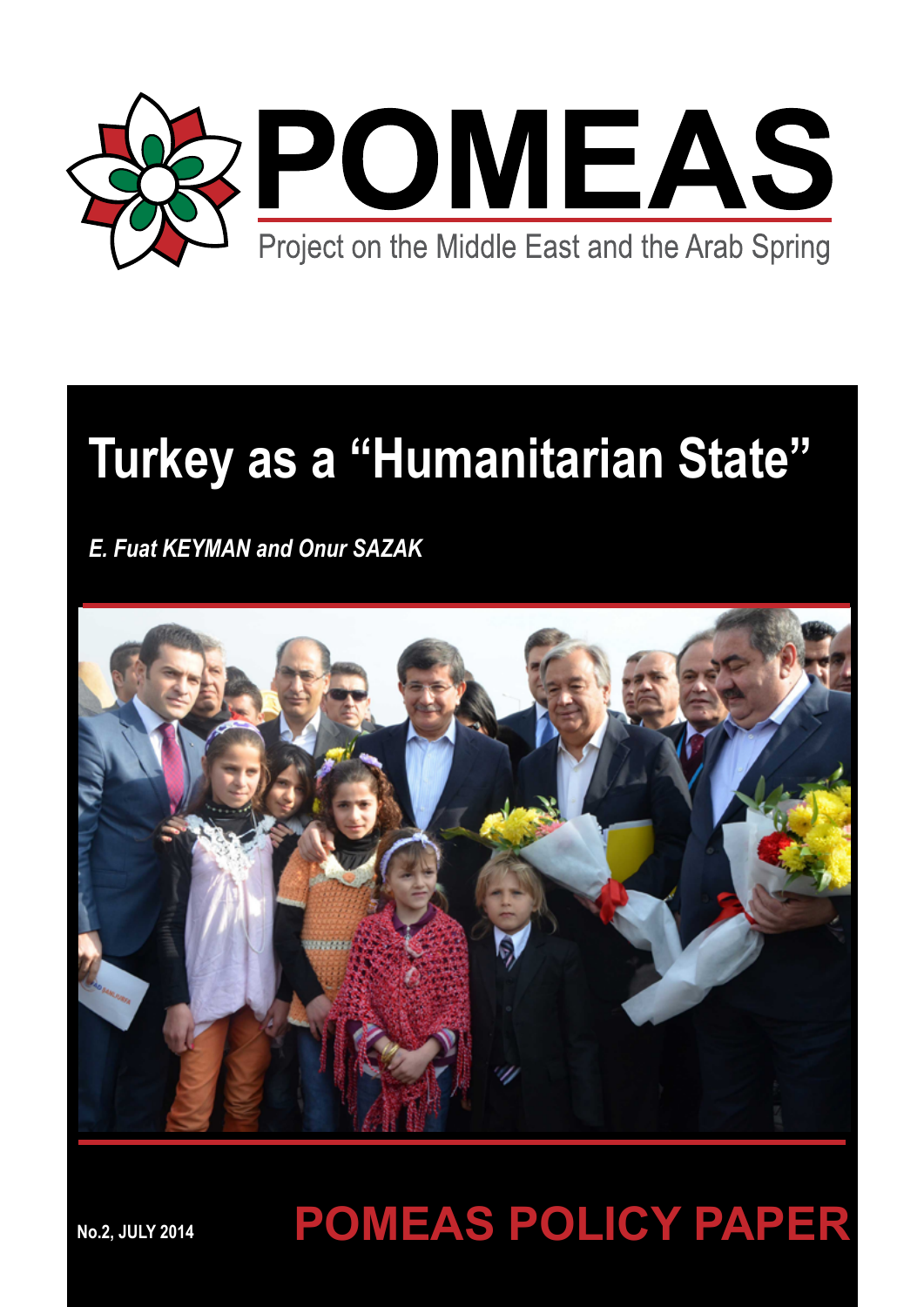# POMEAS

Project on the Middle East and the Arab Spring

# Turkey as a "Humanitarian State"

*E. Fuat KEYMAN and Onur SAZAK*

**No.2, JULY 2014**

**POMEAS POLICY PAPER**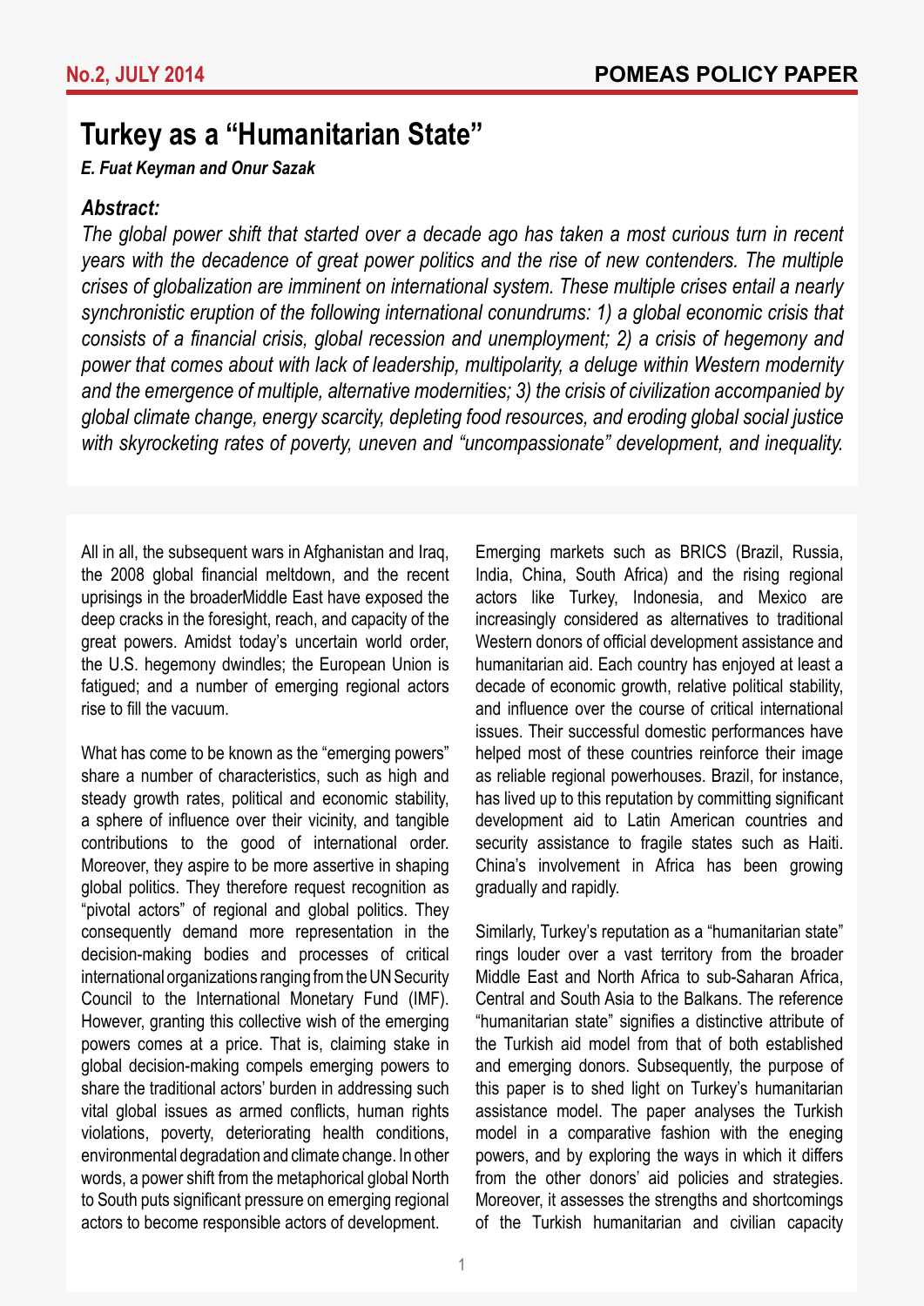No.2, JULY 2014

POMEAS POLICY PAPER

# Turkey as a "Humanitarian State"

***E. Fuat Keyman and Onur Sazak***

### *Abstract:*

*The global power shift that started over a decade ago has taken a most curious turn in recent years with the decadence of great power politics and the rise of new contenders. The multiple crises of globalization are imminent on international system. These multiple crises entail a nearly synchronistic eruption of the following international conundrums: 1) a global economic crisis that consists of a financial crisis, global recession and unemployment; 2) a crisis of hegemony and power that comes about with lack of leadership, multipolarity, a deluge within Western modernity and the emergence of multiple, alternative modernities; 3) the crisis of civilization accompanied by global climate change, energy scarcity, depleting food resources, and eroding global social justice with skyrocketing rates of poverty, uneven and "uncompassionate" development, and inequality.*

All in all, the subsequent wars in Afghanistan and Iraq, the 2008 global financial meltdown, and the recent uprisings in the broaderMiddle East have exposed the deep cracks in the foresight, reach, and capacity of the great powers. Amidst today's uncertain world order, the U.S. hegemony dwindles; the European Union is fatigued; and a number of emerging regional actors rise to fill the vacuum.

What has come to be known as the "emerging powers" share a number of characteristics, such as high and steady growth rates, political and economic stability, a sphere of influence over their vicinity, and tangible contributions to the good of international order. Moreover, they aspire to be more assertive in shaping global politics. They therefore request recognition as "pivotal actors" of regional and global politics. They consequently demand more representation in the decision-making bodies and processes of critical international organizations ranging from the UN Security Council to the International Monetary Fund (IMF). However, granting this collective wish of the emerging powers comes at a price. That is, claiming stake in global decision-making compels emerging powers to share the traditional actors' burden in addressing such vital global issues as armed conflicts, human rights violations, poverty, deteriorating health conditions, environmental degradation and climate change. In other words, a power shift from the metaphorical global North to South puts significant pressure on emerging regional actors to become responsible actors of development.

Emerging markets such as BRICS (Brazil, Russia, India, China, South Africa) and the rising regional actors like Turkey, Indonesia, and Mexico are increasingly considered as alternatives to traditional Western donors of official development assistance and humanitarian aid. Each country has enjoyed at least a decade of economic growth, relative political stability, and influence over the course of critical international issues. Their successful domestic performances have helped most of these countries reinforce their image as reliable regional powerhouses. Brazil, for instance, has lived up to this reputation by committing significant development aid to Latin American countries and security assistance to fragile states such as Haiti. China's involvement in Africa has been growing gradually and rapidly.

Similarly, Turkey's reputation as a "humanitarian state" rings louder over a vast territory from the broader Middle East and North Africa to sub-Saharan Africa, Central and South Asia to the Balkans. The reference "humanitarian state" signifies a distinctive attribute of the Turkish aid model from that of both established and emerging donors. Subsequently, the purpose of this paper is to shed light on Turkey's humanitarian assistance model. The paper analyses the Turkish model in a comparative fashion with the eneging powers, and by exploring the ways in which it differs from the other donors' aid policies and strategies. Moreover, it assesses the strengths and shortcomings of the Turkish humanitarian and civilian capacity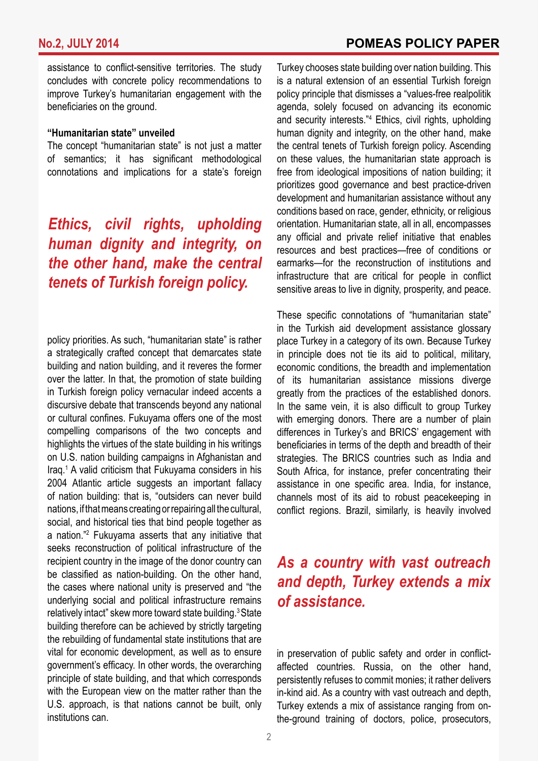assistance to conflict-sensitive territories. The study concludes with concrete policy recommendations to improve Turkey's humanitarian engagement with the beneficiaries on the ground.

### "Humanitarian state" unveiled

The concept "humanitarian state" is not just a matter of semantics; it has significant methodological connotations and implications for a state's foreign policy priorities. As such, "humanitarian state" is rather a strategically crafted concept that demarcates state building and nation building, and it reveres the former over the latter. In that, the promotion of state building in Turkish foreign policy vernacular indeed accents a discursive debate that transcends beyond any national or cultural confines. Fukuyama offers one of the most compelling comparisons of the two concepts and highlights the virtues of the state building in his writings on U.S. nation building campaigns in Afghanistan and Iraq.[1] A valid criticism that Fukuyama considers in his 2004 Atlantic article suggests an important fallacy of nation building: that is, "outsiders can never build nations, if that means creating or repairing all the cultural, social, and historical ties that bind people together as a nation."[2] Fukuyama asserts that any initiative that seeks reconstruction of political infrastructure of the recipient country in the image of the donor country can be classified as nation-building. On the other hand, the cases where national unity is preserved and "the underlying social and political infrastructure remains relatively intact" skew more toward state building.[3] State building therefore can be achieved by strictly targeting the rebuilding of fundamental state institutions that are vital for economic development, as well as to ensure government's efficacy. In other words, the overarching principle of state building, and that which corresponds with the European view on the matter rather than the U.S. approach, is that nations cannot be built, only institutions can.

*Ethics, civil rights, upholding human dignity and integrity, on the other hand, make the central tenets of Turkish foreign policy.*

Turkey chooses state building over nation building. This is a natural extension of an essential Turkish foreign policy principle that dismisses a "values-free realpolitik agenda, solely focused on advancing its economic and security interests."[4] Ethics, civil rights, upholding human dignity and integrity, on the other hand, make the central tenets of Turkish foreign policy. Ascending on these values, the humanitarian state approach is free from ideological impositions of nation building; it prioritizes good governance and best practice-driven development and humanitarian assistance without any conditions based on race, gender, ethnicity, or religious orientation. Humanitarian state, all in all, encompasses any official and private relief initiative that enables resources and best practices—free of conditions or earmarks—for the reconstruction of institutions and infrastructure that are critical for people in conflict sensitive areas to live in dignity, prosperity, and peace.

These specific connotations of "humanitarian state" in the Turkish aid development assistance glossary place Turkey in a category of its own. Because Turkey in principle does not tie its aid to political, military, economic conditions, the breadth and implementation of its humanitarian assistance missions diverge greatly from the practices of the established donors. In the same vein, it is also difficult to group Turkey with emerging donors. There are a number of plain differences in Turkey's and BRICS' engagement with beneficiaries in terms of the depth and breadth of their strategies. The BRICS countries such as India and South Africa, for instance, prefer concentrating their assistance in one specific area. India, for instance, channels most of its aid to robust peacekeeping in conflict regions. Brazil, similarly, is heavily involved in preservation of public safety and order in conflict-affected countries. Russia, on the other hand, persistently refuses to commit monies; it rather delivers in-kind aid. As a country with vast outreach and depth, Turkey extends a mix of assistance ranging from on-the-ground training of doctors, police, prosecutors,

*As a country with vast outreach and depth, Turkey extends a mix of assistance.*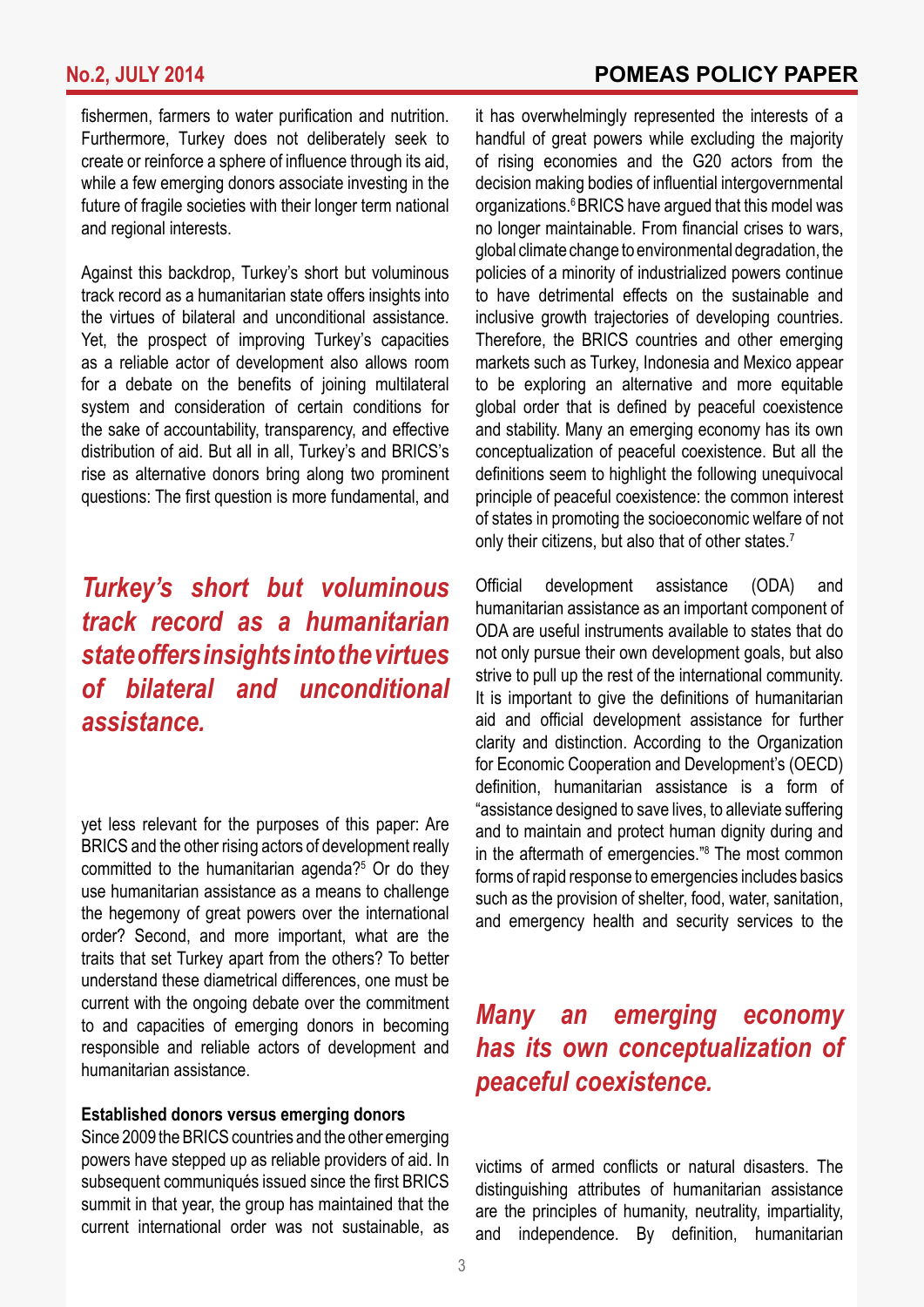fishermen, farmers to water purification and nutrition. Furthermore, Turkey does not deliberately seek to create or reinforce a sphere of influence through its aid, while a few emerging donors associate investing in the future of fragile societies with their longer term national and regional interests.

Against this backdrop, Turkey's short but voluminous track record as a humanitarian state offers insights into the virtues of bilateral and unconditional assistance. Yet, the prospect of improving Turkey's capacities as a reliable actor of development also allows room for a debate on the benefits of joining multilateral system and consideration of certain conditions for the sake of accountability, transparency, and effective distribution of aid. But all in all, Turkey's and BRICS's rise as alternative donors bring along two prominent questions: The first question is more fundamental, and yet less relevant for the purposes of this paper: Are BRICS and the other rising actors of development really committed to the humanitarian agenda?[5] Or do they use humanitarian assistance as a means to challenge the hegemony of great powers over the international order? Second, and more important, what are the traits that set Turkey apart from the others? To better understand these diametrical differences, one must be current with the ongoing debate over the commitment to and capacities of emerging donors in becoming responsible and reliable actors of development and humanitarian assistance.

> ***Turkey's short but voluminous track record as a humanitarian state offers insights into the virtues of bilateral and unconditional assistance.***

**Established donors versus emerging donors**

Since 2009 the BRICS countries and the other emerging powers have stepped up as reliable providers of aid. In subsequent communiqués issued since the first BRICS summit in that year, the group has maintained that the current international order was not sustainable, as it has overwhelmingly represented the interests of a handful of great powers while excluding the majority of rising economies and the G20 actors from the decision making bodies of influential intergovernmental organizations.[6] BRICS have argued that this model was no longer maintainable. From financial crises to wars, global climate change to environmental degradation, the policies of a minority of industrialized powers continue to have detrimental effects on the sustainable and inclusive growth trajectories of developing countries. Therefore, the BRICS countries and other emerging markets such as Turkey, Indonesia and Mexico appear to be exploring an alternative and more equitable global order that is defined by peaceful coexistence and stability. Many an emerging economy has its own conceptualization of peaceful coexistence. But all the definitions seem to highlight the following unequivocal principle of peaceful coexistence: the common interest of states in promoting the socioeconomic welfare of not only their citizens, but also that of other states.[7]

Official development assistance (ODA) and humanitarian assistance as an important component of ODA are useful instruments available to states that do not only pursue their own development goals, but also strive to pull up the rest of the international community. It is important to give the definitions of humanitarian aid and official development assistance for further clarity and distinction. According to the Organization for Economic Cooperation and Development's (OECD) definition, humanitarian assistance is a form of "assistance designed to save lives, to alleviate suffering and to maintain and protect human dignity during and in the aftermath of emergencies."[8] The most common forms of rapid response to emergencies includes basics such as the provision of shelter, food, water, sanitation, and emergency health and security services to the victims of armed conflicts or natural disasters. The distinguishing attributes of humanitarian assistance are the principles of humanity, neutrality, impartiality, and independence. By definition, humanitarian

> ***Many an emerging economy has its own conceptualization of peaceful coexistence.***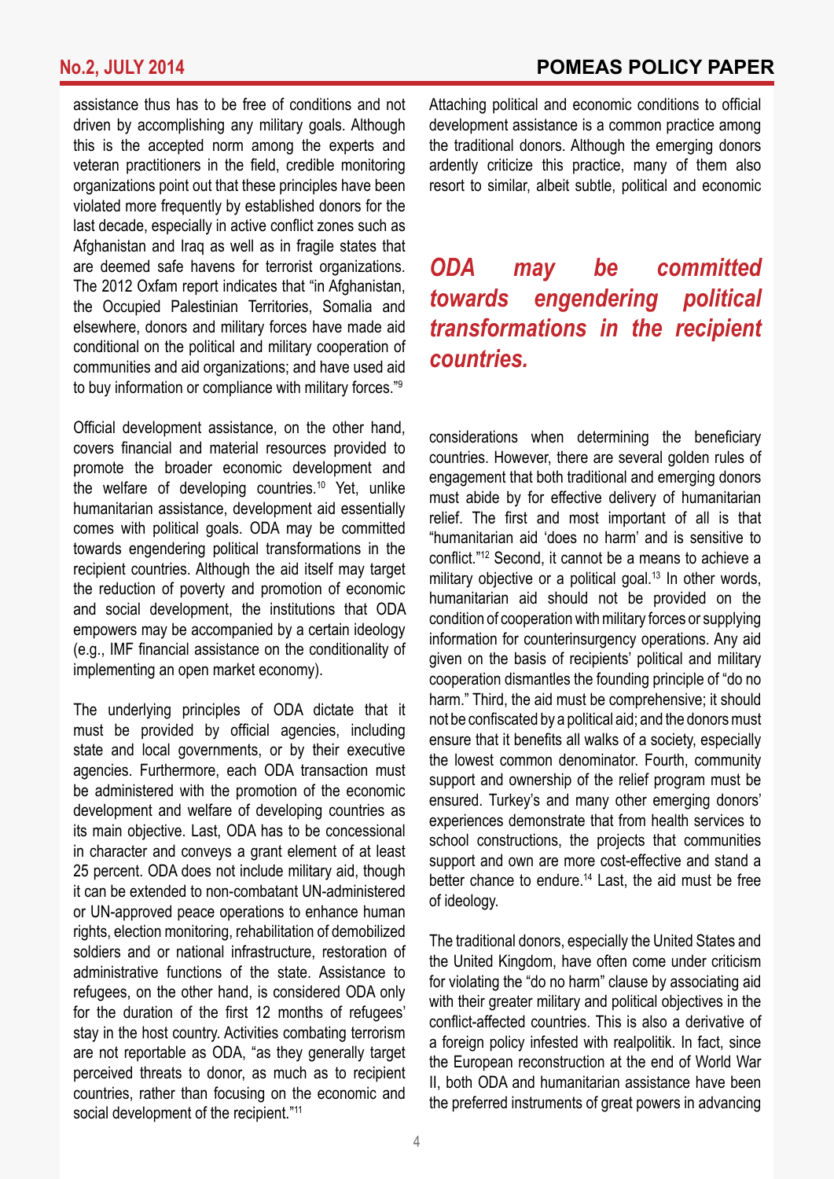assistance thus has to be free of conditions and not driven by accomplishing any military goals. Although this is the accepted norm among the experts and veteran practitioners in the field, credible monitoring organizations point out that these principles have been violated more frequently by established donors for the last decade, especially in active conflict zones such as Afghanistan and Iraq as well as in fragile states that are deemed safe havens for terrorist organizations. The 2012 Oxfam report indicates that "in Afghanistan, the Occupied Palestinian Territories, Somalia and elsewhere, donors and military forces have made aid conditional on the political and military cooperation of communities and aid organizations; and have used aid to buy information or compliance with military forces."[9]

Official development assistance, on the other hand, covers financial and material resources provided to promote the broader economic development and the welfare of developing countries.[10] Yet, unlike humanitarian assistance, development aid essentially comes with political goals. ODA may be committed towards engendering political transformations in the recipient countries. Although the aid itself may target the reduction of poverty and promotion of economic and social development, the institutions that ODA empowers may be accompanied by a certain ideology (e.g., IMF financial assistance on the conditionality of implementing an open market economy).

The underlying principles of ODA dictate that it must be provided by official agencies, including state and local governments, or by their executive agencies. Furthermore, each ODA transaction must be administered with the promotion of the economic development and welfare of developing countries as its main objective. Last, ODA has to be concessional in character and conveys a grant element of at least 25 percent. ODA does not include military aid, though it can be extended to non-combatant UN-administered or UN-approved peace operations to enhance human rights, election monitoring, rehabilitation of demobilized soldiers and or national infrastructure, restoration of administrative functions of the state. Assistance to refugees, on the other hand, is considered ODA only for the duration of the first 12 months of refugees' stay in the host country. Activities combating terrorism are not reportable as ODA, "as they generally target perceived threats to donor, as much as to recipient countries, rather than focusing on the economic and social development of the recipient."[11]

Attaching political and economic conditions to official development assistance is a common practice among the traditional donors. Although the emerging donors ardently criticize this practice, many of them also resort to similar, albeit subtle, political and economic considerations when determining the beneficiary countries. However, there are several golden rules of engagement that both traditional and emerging donors must abide by for effective delivery of humanitarian relief. The first and most important of all is that "humanitarian aid 'does no harm' and is sensitive to conflict."[12] Second, it cannot be a means to achieve a military objective or a political goal.[13] In other words, humanitarian aid should not be provided on the condition of cooperation with military forces or supplying information for counterinsurgency operations. Any aid given on the basis of recipients' political and military cooperation dismantles the founding principle of "do no harm." Third, the aid must be comprehensive; it should not be confiscated by a political aid; and the donors must ensure that it benefits all walks of a society, especially the lowest common denominator. Fourth, community support and ownership of the relief program must be ensured. Turkey's and many other emerging donors' experiences demonstrate that from health services to school constructions, the projects that communities support and own are more cost-effective and stand a better chance to endure.[14] Last, the aid must be free of ideology.

> ***ODA may be committed towards engendering political transformations in the recipient countries.***

The traditional donors, especially the United States and the United Kingdom, have often come under criticism for violating the "do no harm" clause by associating aid with their greater military and political objectives in the conflict-affected countries. This is also a derivative of a foreign policy infested with realpolitik. In fact, since the European reconstruction at the end of World War II, both ODA and humanitarian assistance have been the preferred instruments of great powers in advancing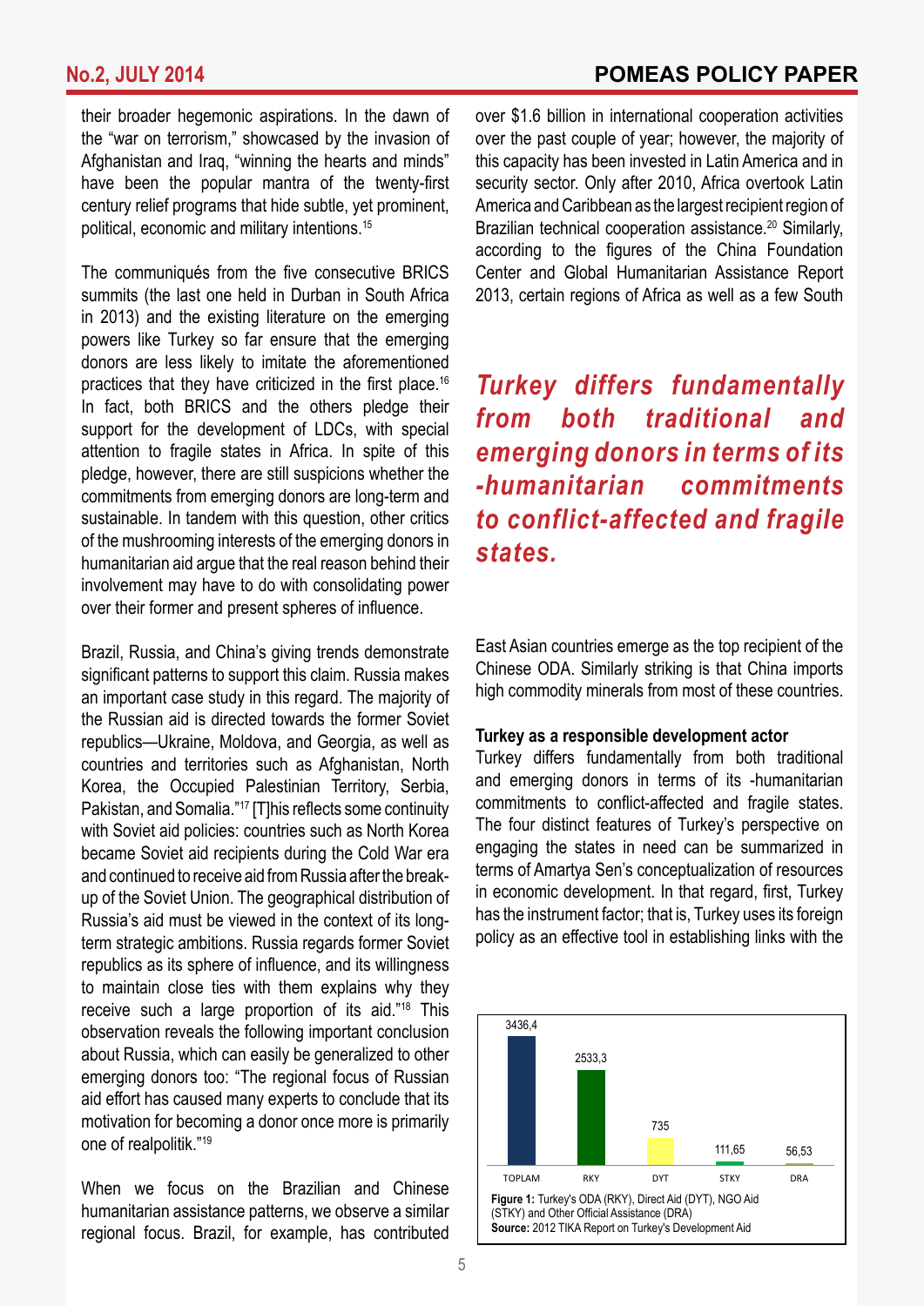their broader hegemonic aspirations. In the dawn of the "war on terrorism," showcased by the invasion of Afghanistan and Iraq, "winning the hearts and minds" have been the popular mantra of the twenty-first century relief programs that hide subtle, yet prominent, political, economic and military intentions.[15]

The communiqués from the five consecutive BRICS summits (the last one held in Durban in South Africa in 2013) and the existing literature on the emerging powers like Turkey so far ensure that the emerging donors are less likely to imitate the aforementioned practices that they have criticized in the first place.[16] In fact, both BRICS and the others pledge their support for the development of LDCs, with special attention to fragile states in Africa. In spite of this pledge, however, there are still suspicions whether the commitments from emerging donors are long-term and sustainable. In tandem with this question, other critics of the mushrooming interests of the emerging donors in humanitarian aid argue that the real reason behind their involvement may have to do with consolidating power over their former and present spheres of influence.

Brazil, Russia, and China's giving trends demonstrate significant patterns to support this claim. Russia makes an important case study in this regard. The majority of the Russian aid is directed towards the former Soviet republics—Ukraine, Moldova, and Georgia, as well as countries and territories such as Afghanistan, North Korea, the Occupied Palestinian Territory, Serbia, Pakistan, and Somalia."[17] [T]his reflects some continuity with Soviet aid policies: countries such as North Korea became Soviet aid recipients during the Cold War era and continued to receive aid from Russia after the break-up of the Soviet Union. The geographical distribution of Russia's aid must be viewed in the context of its long-term strategic ambitions. Russia regards former Soviet republics as its sphere of influence, and its willingness to maintain close ties with them explains why they receive such a large proportion of its aid."[18] This observation reveals the following important conclusion about Russia, which can easily be generalized to other emerging donors too: "The regional focus of Russian aid effort has caused many experts to conclude that its motivation for becoming a donor once more is primarily one of realpolitik."[19]

When we focus on the Brazilian and Chinese humanitarian assistance patterns, we observe a similar regional focus. Brazil, for example, has contributed over $1.6 billion in international cooperation activities over the past couple of year; however, the majority of this capacity has been invested in Latin America and in security sector. Only after 2010, Africa overtook Latin America and Caribbean as the largest recipient region of Brazilian technical cooperation assistance.[20] Similarly, according to the figures of the China Foundation Center and Global Humanitarian Assistance Report 2013, certain regions of Africa as well as a few South East Asian countries emerge as the top recipient of the Chinese ODA. Similarly striking is that China imports high commodity minerals from most of these countries.

> ***Turkey differs fundamentally from both traditional and emerging donors in terms of its -humanitarian commitments to conflict-affected and fragile states.***

### Turkey as a responsible development actor

Turkey differs fundamentally from both traditional and emerging donors in terms of its -humanitarian commitments to conflict-affected and fragile states. The four distinct features of Turkey's perspective on engaging the states in need can be summarized in terms of Amartya Sen's conceptualization of resources in economic development. In that regard, first, Turkey has the instrument factor; that is, Turkey uses its foreign policy as an effective tool in establishing links with the

| TOPLAM | RKY | DYT | STKY | DRA |
|---|---|---|---|---|
| 3436,4 | 2533,3 | 735 | 111,65 | 56,53 |

**Figure 1:** Turkey's ODA (RKY), Direct Aid (DYT), NGO Aid (STKY) and Other Official Assistance (DRA)
**Source:** 2012 TIKA Report on Turkey's Development Aid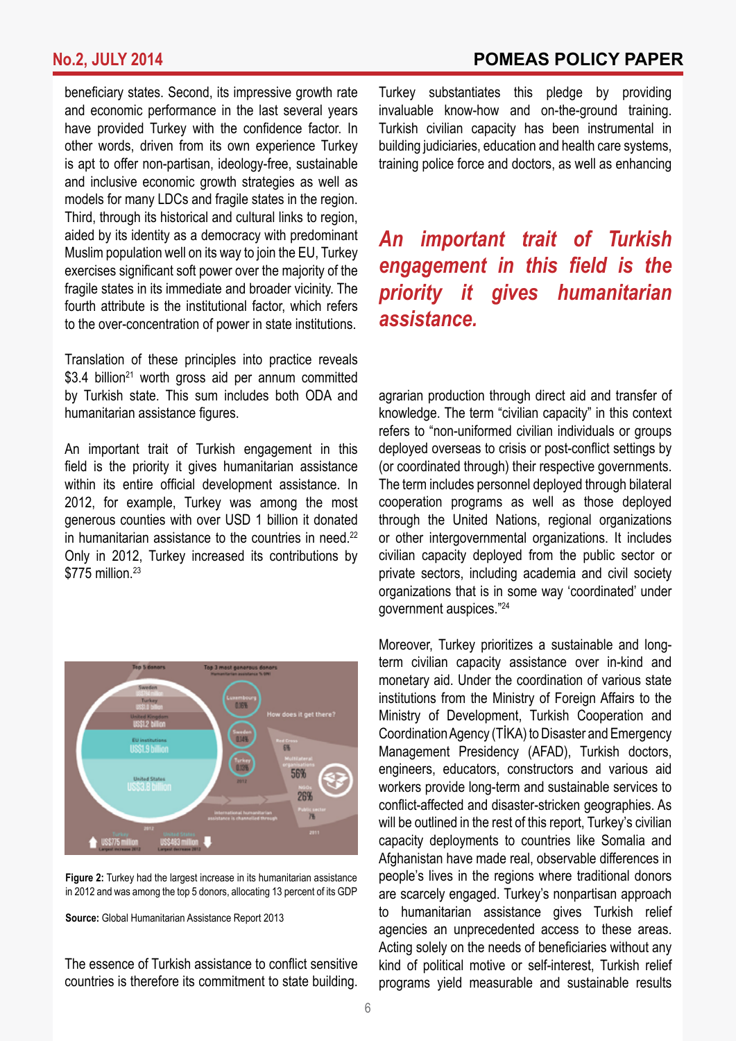beneficiary states. Second, its impressive growth rate and economic performance in the last several years have provided Turkey with the confidence factor. In other words, driven from its own experience Turkey is apt to offer non-partisan, ideology-free, sustainable and inclusive economic growth strategies as well as models for many LDCs and fragile states in the region. Third, through its historical and cultural links to region, aided by its identity as a democracy with predominant Muslim population well on its way to join the EU, Turkey exercises significant soft power over the majority of the fragile states in its immediate and broader vicinity. The fourth attribute is the institutional factor, which refers to the over-concentration of power in state institutions.

Translation of these principles into practice reveals $3.4 billion[21] worth gross aid per annum committed by Turkish state. This sum includes both ODA and humanitarian assistance figures.

An important trait of Turkish engagement in this field is the priority it gives humanitarian assistance within its entire official development assistance. In 2012, for example, Turkey was among the most generous counties with over USD 1 billion it donated in humanitarian assistance to the countries in need.[22] Only in 2012, Turkey increased its contributions by $775 million.[23]

**Figure 2:** Turkey had the largest increase in its humanitarian assistance in 2012 and was among the top 5 donors, allocating 13 percent of its GDP

**Source:** Global Humanitarian Assistance Report 2013

The essence of Turkish assistance to conflict sensitive countries is therefore its commitment to state building. Turkey substantiates this pledge by providing invaluable know-how and on-the-ground training. Turkish civilian capacity has been instrumental in building judiciaries, education and health care systems, training police force and doctors, as well as enhancing

> ***An important trait of Turkish engagement in this field is the priority it gives humanitarian assistance.***

agrarian production through direct aid and transfer of knowledge. The term "civilian capacity" in this context refers to "non-uniformed civilian individuals or groups deployed overseas to crisis or post-conflict settings by (or coordinated through) their respective governments. The term includes personnel deployed through bilateral cooperation programs as well as those deployed through the United Nations, regional organizations or other intergovernmental organizations. It includes civilian capacity deployed from the public sector or private sectors, including academia and civil society organizations that is in some way 'coordinated' under government auspices."[24]

Moreover, Turkey prioritizes a sustainable and long-term civilian capacity assistance over in-kind and monetary aid. Under the coordination of various state institutions from the Ministry of Foreign Affairs to the Ministry of Development, Turkish Cooperation and Coordination Agency (TİKA) to Disaster and Emergency Management Presidency (AFAD), Turkish doctors, engineers, educators, constructors and various aid workers provide long-term and sustainable services to conflict-affected and disaster-stricken geographies. As will be outlined in the rest of this report, Turkey's civilian capacity deployments to countries like Somalia and Afghanistan have made real, observable differences in people's lives in the regions where traditional donors are scarcely engaged. Turkey's nonpartisan approach to humanitarian assistance gives Turkish relief agencies an unprecedented access to these areas. Acting solely on the needs of beneficiaries without any kind of political motive or self-interest, Turkish relief programs yield measurable and sustainable results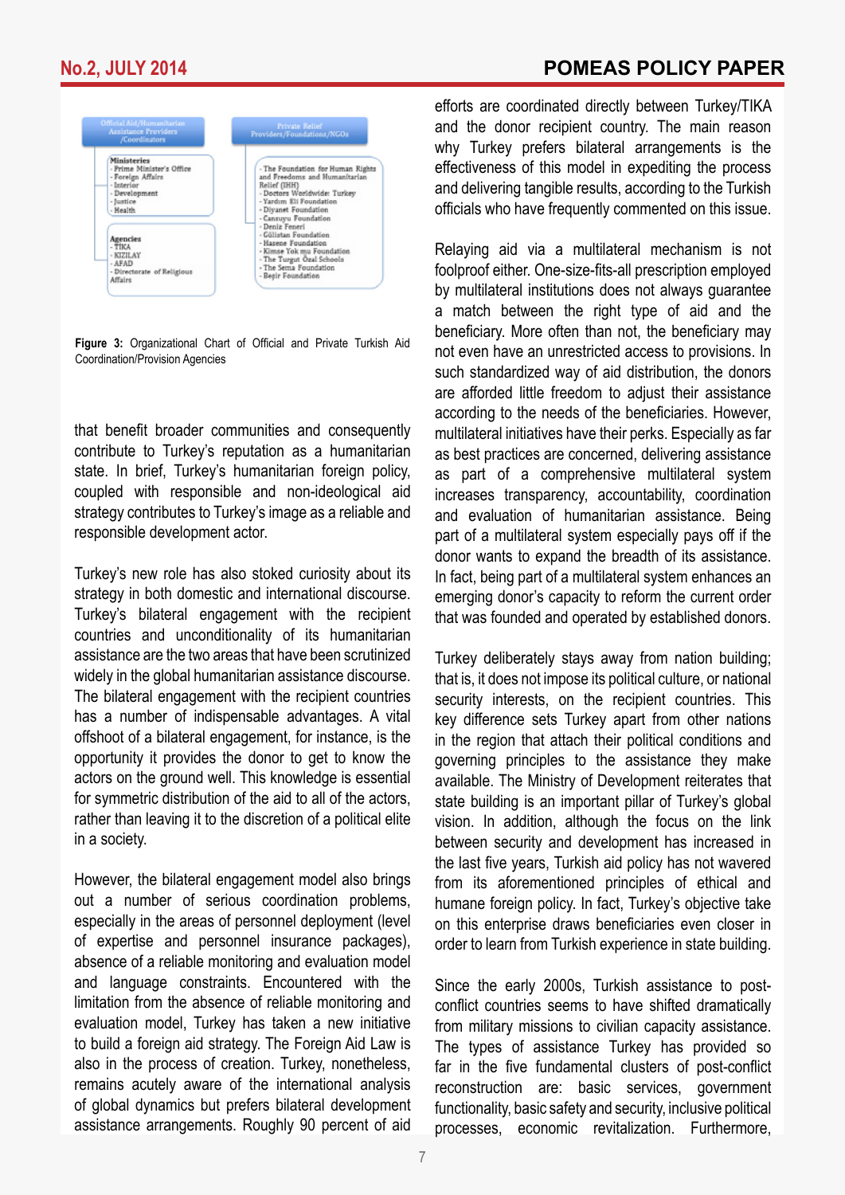Official Aid/Humanitarian Assistance Providers /Coordinators

**Ministeries**
- Prime Minister's Office
- Foreign Affairs
- Interior
- Development
- Justice
- Health

**Agencies**
- TIKA
- KIZILAY
- AFAD
- Directorate of Religious Affairs

Private Relief Providers/Foundations/NGOs

- The Foundation for Human Rights and Freedoms and Humanitarian Relief (IHH)
- Doctors Worldwide: Turkey
- Yardım Eli Foundation
- Diyanet Foundation
- Cansuyu Foundation
- Deniz Feneri
- Gülistan Foundation
- Hasene Foundation
- Kimse Yok mu Foundation
- The Turgut Özal Schools
- The Sema Foundation
- Beşir Foundation

**Figure 3:** Organizational Chart of Official and Private Turkish Aid Coordination/Provision Agencies

that benefit broader communities and consequently contribute to Turkey's reputation as a humanitarian state. In brief, Turkey's humanitarian foreign policy, coupled with responsible and non-ideological aid strategy contributes to Turkey's image as a reliable and responsible development actor.

Turkey's new role has also stoked curiosity about its strategy in both domestic and international discourse. Turkey's bilateral engagement with the recipient countries and unconditionality of its humanitarian assistance are the two areas that have been scrutinized widely in the global humanitarian assistance discourse. The bilateral engagement with the recipient countries has a number of indispensable advantages. A vital offshoot of a bilateral engagement, for instance, is the opportunity it provides the donor to get to know the actors on the ground well. This knowledge is essential for symmetric distribution of the aid to all of the actors, rather than leaving it to the discretion of a political elite in a society.

However, the bilateral engagement model also brings out a number of serious coordination problems, especially in the areas of personnel deployment (level of expertise and personnel insurance packages), absence of a reliable monitoring and evaluation model and language constraints. Encountered with the limitation from the absence of reliable monitoring and evaluation model, Turkey has taken a new initiative to build a foreign aid strategy. The Foreign Aid Law is also in the process of creation. Turkey, nonetheless, remains acutely aware of the international analysis of global dynamics but prefers bilateral development assistance arrangements. Roughly 90 percent of aid efforts are coordinated directly between Turkey/TIKA and the donor recipient country. The main reason why Turkey prefers bilateral arrangements is the effectiveness of this model in expediting the process and delivering tangible results, according to the Turkish officials who have frequently commented on this issue.

Relaying aid via a multilateral mechanism is not foolproof either. One-size-fits-all prescription employed by multilateral institutions does not always guarantee a match between the right type of aid and the beneficiary. More often than not, the beneficiary may not even have an unrestricted access to provisions. In such standardized way of aid distribution, the donors are afforded little freedom to adjust their assistance according to the needs of the beneficiaries. However, multilateral initiatives have their perks. Especially as far as best practices are concerned, delivering assistance as part of a comprehensive multilateral system increases transparency, accountability, coordination and evaluation of humanitarian assistance. Being part of a multilateral system especially pays off if the donor wants to expand the breadth of its assistance. In fact, being part of a multilateral system enhances an emerging donor's capacity to reform the current order that was founded and operated by established donors.

Turkey deliberately stays away from nation building; that is, it does not impose its political culture, or national security interests, on the recipient countries. This key difference sets Turkey apart from other nations in the region that attach their political conditions and governing principles to the assistance they make available. The Ministry of Development reiterates that state building is an important pillar of Turkey's global vision. In addition, although the focus on the link between security and development has increased in the last five years, Turkish aid policy has not wavered from its aforementioned principles of ethical and humane foreign policy. In fact, Turkey's objective take on this enterprise draws beneficiaries even closer in order to learn from Turkish experience in state building.

Since the early 2000s, Turkish assistance to post-conflict countries seems to have shifted dramatically from military missions to civilian capacity assistance. The types of assistance Turkey has provided so far in the five fundamental clusters of post-conflict reconstruction are: basic services, government functionality, basic safety and security, inclusive political processes, economic revitalization. Furthermore,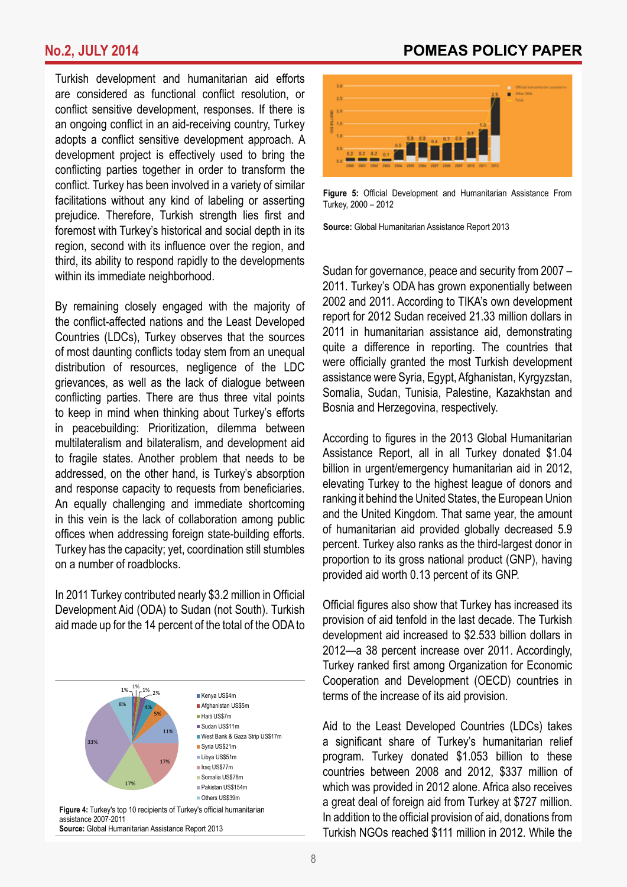Turkish development and humanitarian aid efforts are considered as functional conflict resolution, or conflict sensitive development, responses. If there is an ongoing conflict in an aid-receiving country, Turkey adopts a conflict sensitive development approach. A development project is effectively used to bring the conflicting parties together in order to transform the conflict. Turkey has been involved in a variety of similar facilitations without any kind of labeling or asserting prejudice. Therefore, Turkish strength lies first and foremost with Turkey's historical and social depth in its region, second with its influence over the region, and third, its ability to respond rapidly to the developments within its immediate neighborhood.

By remaining closely engaged with the majority of the conflict-affected nations and the Least Developed Countries (LDCs), Turkey observes that the sources of most daunting conflicts today stem from an unequal distribution of resources, negligence of the LDC grievances, as well as the lack of dialogue between conflicting parties. There are thus three vital points to keep in mind when thinking about Turkey's efforts in peacebuilding: Prioritization, dilemma between multilateralism and bilateralism, and development aid to fragile states. Another problem that needs to be addressed, on the other hand, is Turkey's absorption and response capacity to requests from beneficiaries. An equally challenging and immediate shortcoming in this vein is the lack of collaboration among public offices when addressing foreign state-building efforts. Turkey has the capacity; yet, coordination still stumbles on a number of roadblocks.

In 2011 Turkey contributed nearly $3.2 million in Official Development Aid (ODA) to Sudan (not South). Turkish aid made up for the 14 percent of the total of the ODA to Sudan for governance, peace and security from 2007 – 2011. Turkey's ODA has grown exponentially between 2002 and 2011. According to TIKA's own development report for 2012 Sudan received 21.33 million dollars in 2011 in humanitarian assistance aid, demonstrating quite a difference in reporting. The countries that were officially granted the most Turkish development assistance were Syria, Egypt, Afghanistan, Kyrgyzstan, Somalia, Sudan, Tunisia, Palestine, Kazakhstan and Bosnia and Herzegovina, respectively.

**Figure 4:** Turkey's top 10 recipients of Turkey's official humanitarian assistance 2007-2011
**Source:** Global Humanitarian Assistance Report 2013

**Figure 5:** Official Development and Humanitarian Assistance From Turkey, 2000 – 2012

**Source:** Global Humanitarian Assistance Report 2013

According to figures in the 2013 Global Humanitarian Assistance Report, all in all Turkey donated $1.04 billion in urgent/emergency humanitarian aid in 2012, elevating Turkey to the highest league of donors and ranking it behind the United States, the European Union and the United Kingdom. That same year, the amount of humanitarian aid provided globally decreased 5.9 percent. Turkey also ranks as the third-largest donor in proportion to its gross national product (GNP), having provided aid worth 0.13 percent of its GNP.

Official figures also show that Turkey has increased its provision of aid tenfold in the last decade. The Turkish development aid increased to $2.533 billion dollars in 2012—a 38 percent increase over 2011. Accordingly, Turkey ranked first among Organization for Economic Cooperation and Development (OECD) countries in terms of the increase of its aid provision.

Aid to the Least Developed Countries (LDCs) takes a significant share of Turkey's humanitarian relief program. Turkey donated $1.053 billion to these countries between 2008 and 2012, $337 million of which was provided in 2012 alone. Africa also receives a great deal of foreign aid from Turkey at $727 million. In addition to the official provision of aid, donations from Turkish NGOs reached $111 million in 2012. While the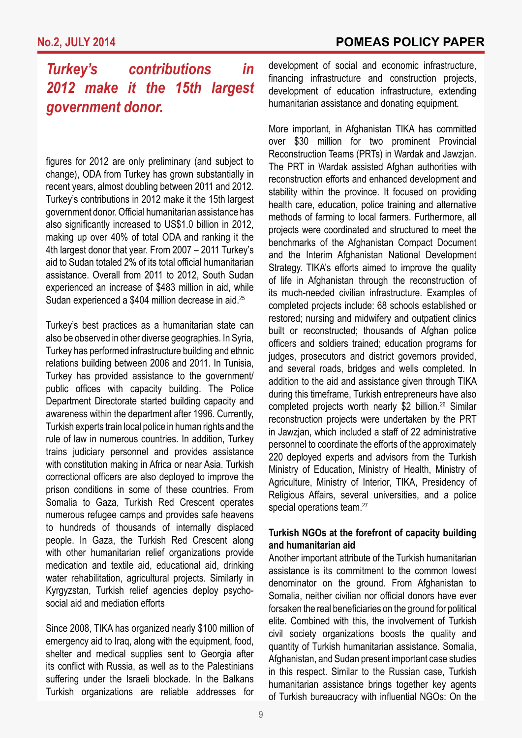*Turkey's contributions in 2012 make it the 15th largest government donor.*

figures for 2012 are only preliminary (and subject to change), ODA from Turkey has grown substantially in recent years, almost doubling between 2011 and 2012. Turkey's contributions in 2012 make it the 15th largest government donor. Official humanitarian assistance has also significantly increased to US$1.0 billion in 2012, making up over 40% of total ODA and ranking it the 4th largest donor that year. From 2007 – 2011 Turkey's aid to Sudan totaled 2% of its total official humanitarian assistance. Overall from 2011 to 2012, South Sudan experienced an increase of $483 million in aid, while Sudan experienced a $404 million decrease in aid.[25]

Turkey's best practices as a humanitarian state can also be observed in other diverse geographies. In Syria, Turkey has performed infrastructure building and ethnic relations building between 2006 and 2011. In Tunisia, Turkey has provided assistance to the government/ public offices with capacity building. The Police Department Directorate started building capacity and awareness within the department after 1996. Currently, Turkish experts train local police in human rights and the rule of law in numerous countries. In addition, Turkey trains judiciary personnel and provides assistance with constitution making in Africa or near Asia. Turkish correctional officers are also deployed to improve the prison conditions in some of these countries. From Somalia to Gaza, Turkish Red Crescent operates numerous refugee camps and provides safe heavens to hundreds of thousands of internally displaced people. In Gaza, the Turkish Red Crescent along with other humanitarian relief organizations provide medication and textile aid, educational aid, drinking water rehabilitation, agricultural projects. Similarly in Kyrgyzstan, Turkish relief agencies deploy psycho-social aid and mediation efforts

Since 2008, TIKA has organized nearly $100 million of emergency aid to Iraq, along with the equipment, food, shelter and medical supplies sent to Georgia after its conflict with Russia, as well as to the Palestinians suffering under the Israeli blockade. In the Balkans Turkish organizations are reliable addresses for development of social and economic infrastructure, financing infrastructure and construction projects, development of education infrastructure, extending humanitarian assistance and donating equipment.

More important, in Afghanistan TIKA has committed over $30 million for two prominent Provincial Reconstruction Teams (PRTs) in Wardak and Jawzjan. The PRT in Wardak assisted Afghan authorities with reconstruction efforts and enhanced development and stability within the province. It focused on providing health care, education, police training and alternative methods of farming to local farmers. Furthermore, all projects were coordinated and structured to meet the benchmarks of the Afghanistan Compact Document and the Interim Afghanistan National Development Strategy. TIKA's efforts aimed to improve the quality of life in Afghanistan through the reconstruction of its much-needed civilian infrastructure. Examples of completed projects include: 68 schools established or restored; nursing and midwifery and outpatient clinics built or reconstructed; thousands of Afghan police officers and soldiers trained; education programs for judges, prosecutors and district governors provided, and several roads, bridges and wells completed. In addition to the aid and assistance given through TIKA during this timeframe, Turkish entrepreneurs have also completed projects worth nearly $2 billion.[26] Similar reconstruction projects were undertaken by the PRT in Jawzjan, which included a staff of 22 administrative personnel to coordinate the efforts of the approximately 220 deployed experts and advisors from the Turkish Ministry of Education, Ministry of Health, Ministry of Agriculture, Ministry of Interior, TIKA, Presidency of Religious Affairs, several universities, and a police special operations team.[27]

**Turkish NGOs at the forefront of capacity building and humanitarian aid**

Another important attribute of the Turkish humanitarian assistance is its commitment to the common lowest denominator on the ground. From Afghanistan to Somalia, neither civilian nor official donors have ever forsaken the real beneficiaries on the ground for political elite. Combined with this, the involvement of Turkish civil society organizations boosts the quality and quantity of Turkish humanitarian assistance. Somalia, Afghanistan, and Sudan present important case studies in this respect. Similar to the Russian case, Turkish humanitarian assistance brings together key agents of Turkish bureaucracy with influential NGOs: On the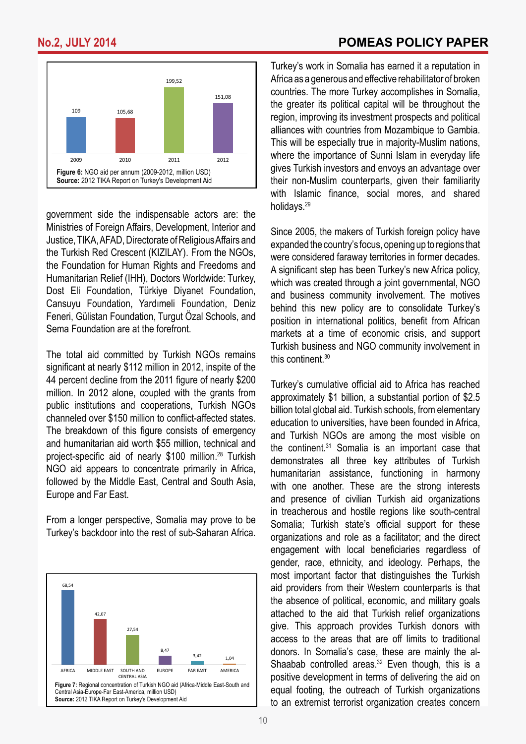| 2009 | 2010 | 2011 | 2012 |
|---|---|---|---|
| 109 | 105,68 | 199,52 | 151,08 |

**Figure 6:** NGO aid per annum (2009-2012, million USD)
**Source:** 2012 TIKA Report on Turkey's Development Aid

government side the indispensable actors are: the Ministries of Foreign Affairs, Development, Interior and Justice, TIKA, AFAD, Directorate of Religious Affairs and the Turkish Red Crescent (KIZILAY). From the NGOs, the Foundation for Human Rights and Freedoms and Humanitarian Relief (IHH), Doctors Worldwide: Turkey, Dost Eli Foundation, Türkiye Diyanet Foundation, Cansuyu Foundation, Yardımeli Foundation, Deniz Feneri, Gülistan Foundation, Turgut Özal Schools, and Sema Foundation are at the forefront.

The total aid committed by Turkish NGOs remains significant at nearly $112 million in 2012, inspite of the 44 percent decline from the 2011 figure of nearly $200 million. In 2012 alone, coupled with the grants from public institutions and cooperations, Turkish NGOs channeled over $150 million to conflict-affected states. The breakdown of this figure consists of emergency and humanitarian aid worth $55 million, technical and project-specific aid of nearly $100 million.[28] Turkish NGO aid appears to concentrate primarily in Africa, followed by the Middle East, Central and South Asia, Europe and Far East.

From a longer perspective, Somalia may prove to be Turkey's backdoor into the rest of sub-Saharan Africa.

| AFRICA | MIDDLE EAST | SOUTH AND CENTRAL ASIA | EUROPE | FAR EAST | AMERICA |
|---|---|---|---|---|---|
| 68,54 | 42,07 | 27,54 | 8,47 | 3,42 | 1,04 |

**Figure 7:** Regional concentration of Turkish NGO aid (Africa-Middle East-South and Central Asia-Europe-Far East-America, million USD)
**Source:** 2012 TIKA Report on Turkey's Development Aid

Turkey's work in Somalia has earned it a reputation in Africa as a generous and effective rehabilitator of broken countries. The more Turkey accomplishes in Somalia, the greater its political capital will be throughout the region, improving its investment prospects and political alliances with countries from Mozambique to Gambia. This will be especially true in majority-Muslim nations, where the importance of Sunni Islam in everyday life gives Turkish investors and envoys an advantage over their non-Muslim counterparts, given their familiarity with Islamic finance, social mores, and shared holidays.[29]

Since 2005, the makers of Turkish foreign policy have expanded the country's focus, opening up to regions that were considered faraway territories in former decades. A significant step has been Turkey's new Africa policy, which was created through a joint governmental, NGO and business community involvement. The motives behind this new policy are to consolidate Turkey's position in international politics, benefit from African markets at a time of economic crisis, and support Turkish business and NGO community involvement in this continent.[30]

Turkey's cumulative official aid to Africa has reached approximately $1 billion, a substantial portion of $2.5 billion total global aid. Turkish schools, from elementary education to universities, have been founded in Africa, and Turkish NGOs are among the most visible on the continent.[31] Somalia is an important case that demonstrates all three key attributes of Turkish humanitarian assistance, functioning in harmony with one another. These are the strong interests and presence of civilian Turkish aid organizations in treacherous and hostile regions like south-central Somalia; Turkish state's official support for these organizations and role as a facilitator; and the direct engagement with local beneficiaries regardless of gender, race, ethnicity, and ideology. Perhaps, the most important factor that distinguishes the Turkish aid providers from their Western counterparts is that the absence of political, economic, and military goals attached to the aid that Turkish relief organizations give. This approach provides Turkish donors with access to the areas that are off limits to traditional donors. In Somalia's case, these are mainly the al-Shaabab controlled areas.[32] Even though, this is a positive development in terms of delivering the aid on equal footing, the outreach of Turkish organizations to an extremist terrorist organization creates concern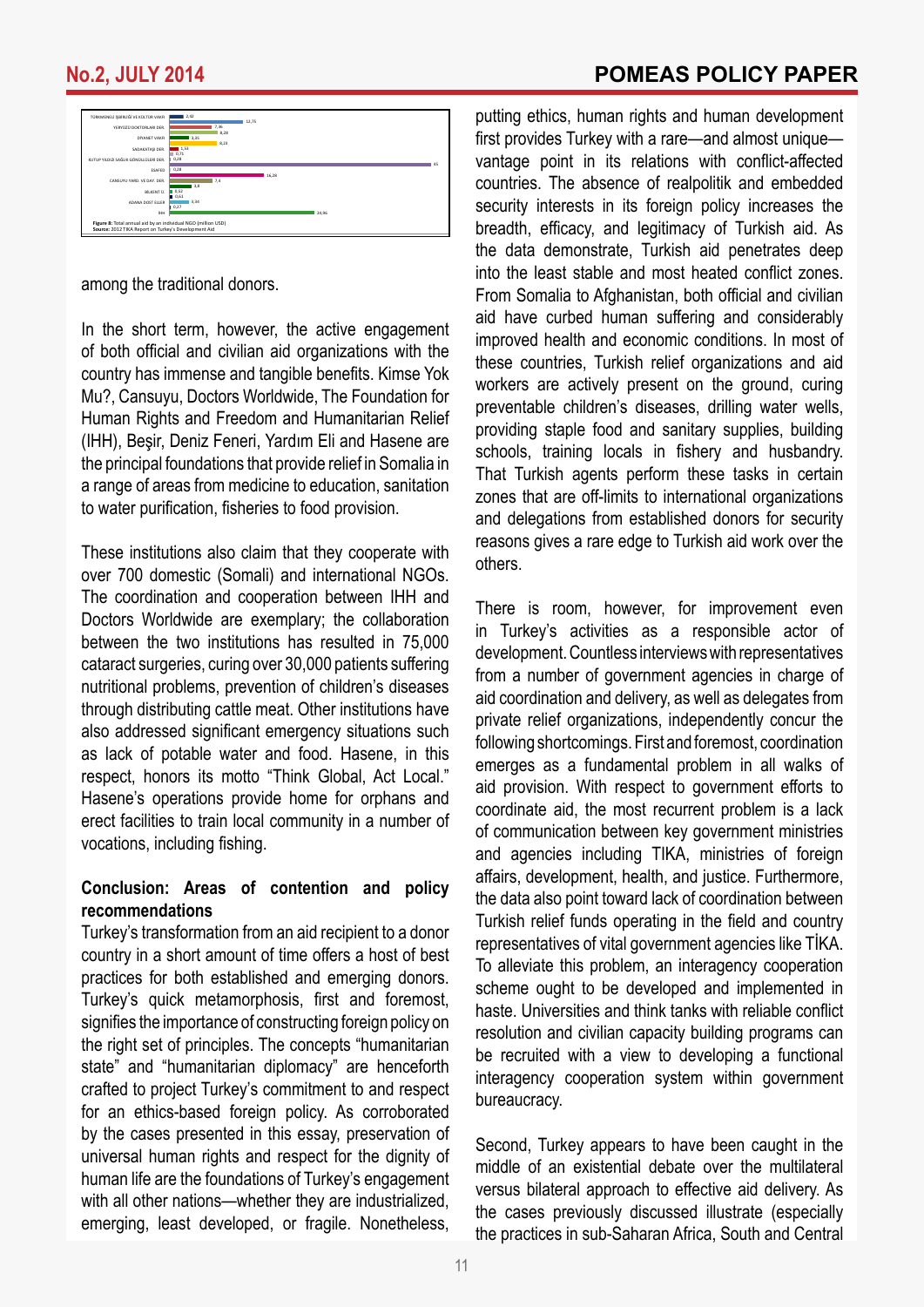**Figure 8:** Total annual aid by an individual NGO (million USD)
**Source:** 2012 TIKA Report on Turkey's Development Aid

among the traditional donors.

In the short term, however, the active engagement of both official and civilian aid organizations with the country has immense and tangible benefits. Kimse Yok Mu?, Cansuyu, Doctors Worldwide, The Foundation for Human Rights and Freedom and Humanitarian Relief (IHH), Beşir, Deniz Feneri, Yardım Eli and Hasene are the principal foundations that provide relief in Somalia in a range of areas from medicine to education, sanitation to water purification, fisheries to food provision.

These institutions also claim that they cooperate with over 700 domestic (Somali) and international NGOs. The coordination and cooperation between IHH and Doctors Worldwide are exemplary; the collaboration between the two institutions has resulted in 75,000 cataract surgeries, curing over 30,000 patients suffering nutritional problems, prevention of children's diseases through distributing cattle meat. Other institutions have also addressed significant emergency situations such as lack of potable water and food. Hasene, in this respect, honors its motto "Think Global, Act Local." Hasene's operations provide home for orphans and erect facilities to train local community in a number of vocations, including fishing.

**Conclusion: Areas of contention and policy recommendations**

Turkey's transformation from an aid recipient to a donor country in a short amount of time offers a host of best practices for both established and emerging donors. Turkey's quick metamorphosis, first and foremost, signifies the importance of constructing foreign policy on the right set of principles. The concepts "humanitarian state" and "humanitarian diplomacy" are henceforth crafted to project Turkey's commitment to and respect for an ethics-based foreign policy. As corroborated by the cases presented in this essay, preservation of universal human rights and respect for the dignity of human life are the foundations of Turkey's engagement with all other nations—whether they are industrialized, emerging, least developed, or fragile. Nonetheless, putting ethics, human rights and human development first provides Turkey with a rare—and almost unique—vantage point in its relations with conflict-affected countries. The absence of realpolitik and embedded security interests in its foreign policy increases the breadth, efficacy, and legitimacy of Turkish aid. As the data demonstrate, Turkish aid penetrates deep into the least stable and most heated conflict zones. From Somalia to Afghanistan, both official and civilian aid have curbed human suffering and considerably improved health and economic conditions. In most of these countries, Turkish relief organizations and aid workers are actively present on the ground, curing preventable children's diseases, drilling water wells, providing staple food and sanitary supplies, building schools, training locals in fishery and husbandry. That Turkish agents perform these tasks in certain zones that are off-limits to international organizations and delegations from established donors for security reasons gives a rare edge to Turkish aid work over the others.

There is room, however, for improvement even in Turkey's activities as a responsible actor of development. Countless interviews with representatives from a number of government agencies in charge of aid coordination and delivery, as well as delegates from private relief organizations, independently concur the following shortcomings. First and foremost, coordination emerges as a fundamental problem in all walks of aid provision. With respect to government efforts to coordinate aid, the most recurrent problem is a lack of communication between key government ministries and agencies including TIKA, ministries of foreign affairs, development, health, and justice. Furthermore, the data also point toward lack of coordination between Turkish relief funds operating in the field and country representatives of vital government agencies like TİKA. To alleviate this problem, an interagency cooperation scheme ought to be developed and implemented in haste. Universities and think tanks with reliable conflict resolution and civilian capacity building programs can be recruited with a view to developing a functional interagency cooperation system within government bureaucracy.

Second, Turkey appears to have been caught in the middle of an existential debate over the multilateral versus bilateral approach to effective aid delivery. As the cases previously discussed illustrate (especially the practices in sub-Saharan Africa, South and Central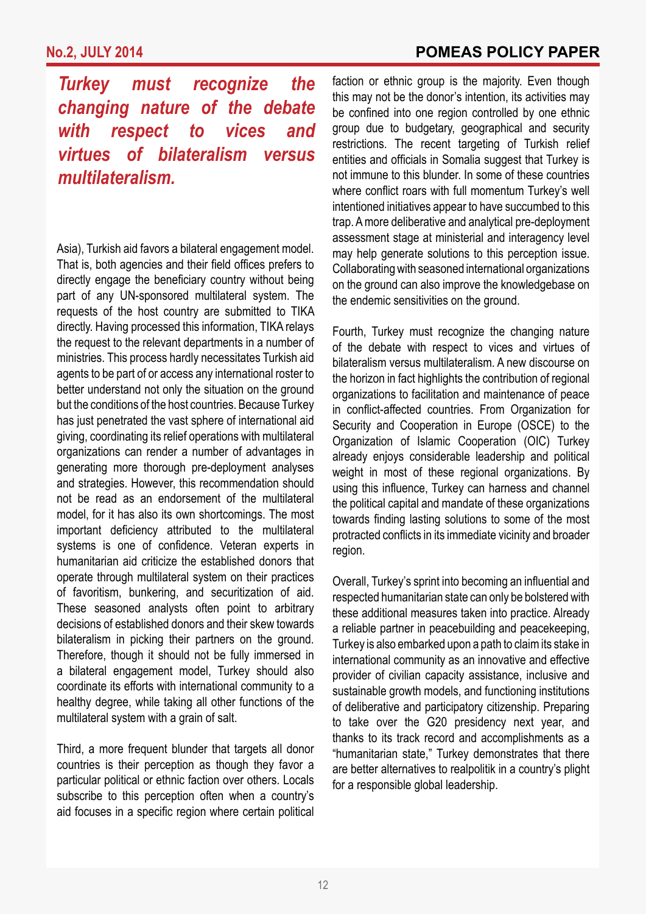*Turkey must recognize the changing nature of the debate with respect to vices and virtues of bilateralism versus multilateralism.*

Asia), Turkish aid favors a bilateral engagement model. That is, both agencies and their field offices prefers to directly engage the beneficiary country without being part of any UN-sponsored multilateral system. The requests of the host country are submitted to TIKA directly. Having processed this information, TIKA relays the request to the relevant departments in a number of ministries. This process hardly necessitates Turkish aid agents to be part of or access any international roster to better understand not only the situation on the ground but the conditions of the host countries. Because Turkey has just penetrated the vast sphere of international aid giving, coordinating its relief operations with multilateral organizations can render a number of advantages in generating more thorough pre-deployment analyses and strategies. However, this recommendation should not be read as an endorsement of the multilateral model, for it has also its own shortcomings. The most important deficiency attributed to the multilateral systems is one of confidence. Veteran experts in humanitarian aid criticize the established donors that operate through multilateral system on their practices of favoritism, bunkering, and securitization of aid. These seasoned analysts often point to arbitrary decisions of established donors and their skew towards bilateralism in picking their partners on the ground. Therefore, though it should not be fully immersed in a bilateral engagement model, Turkey should also coordinate its efforts with international community to a healthy degree, while taking all other functions of the multilateral system with a grain of salt.

Third, a more frequent blunder that targets all donor countries is their perception as though they favor a particular political or ethnic faction over others. Locals subscribe to this perception often when a country's aid focuses in a specific region where certain political faction or ethnic group is the majority. Even though this may not be the donor's intention, its activities may be confined into one region controlled by one ethnic group due to budgetary, geographical and security restrictions. The recent targeting of Turkish relief entities and officials in Somalia suggest that Turkey is not immune to this blunder. In some of these countries where conflict roars with full momentum Turkey's well intentioned initiatives appear to have succumbed to this trap. A more deliberative and analytical pre-deployment assessment stage at ministerial and interagency level may help generate solutions to this perception issue. Collaborating with seasoned international organizations on the ground can also improve the knowledgebase on the endemic sensitivities on the ground.

Fourth, Turkey must recognize the changing nature of the debate with respect to vices and virtues of bilateralism versus multilateralism. A new discourse on the horizon in fact highlights the contribution of regional organizations to facilitation and maintenance of peace in conflict-affected countries. From Organization for Security and Cooperation in Europe (OSCE) to the Organization of Islamic Cooperation (OIC) Turkey already enjoys considerable leadership and political weight in most of these regional organizations. By using this influence, Turkey can harness and channel the political capital and mandate of these organizations towards finding lasting solutions to some of the most protracted conflicts in its immediate vicinity and broader region.

Overall, Turkey's sprint into becoming an influential and respected humanitarian state can only be bolstered with these additional measures taken into practice. Already a reliable partner in peacebuilding and peacekeeping, Turkey is also embarked upon a path to claim its stake in international community as an innovative and effective provider of civilian capacity assistance, inclusive and sustainable growth models, and functioning institutions of deliberative and participatory citizenship. Preparing to take over the G20 presidency next year, and thanks to its track record and accomplishments as a "humanitarian state," Turkey demonstrates that there are better alternatives to realpolitik in a country's plight for a responsible global leadership.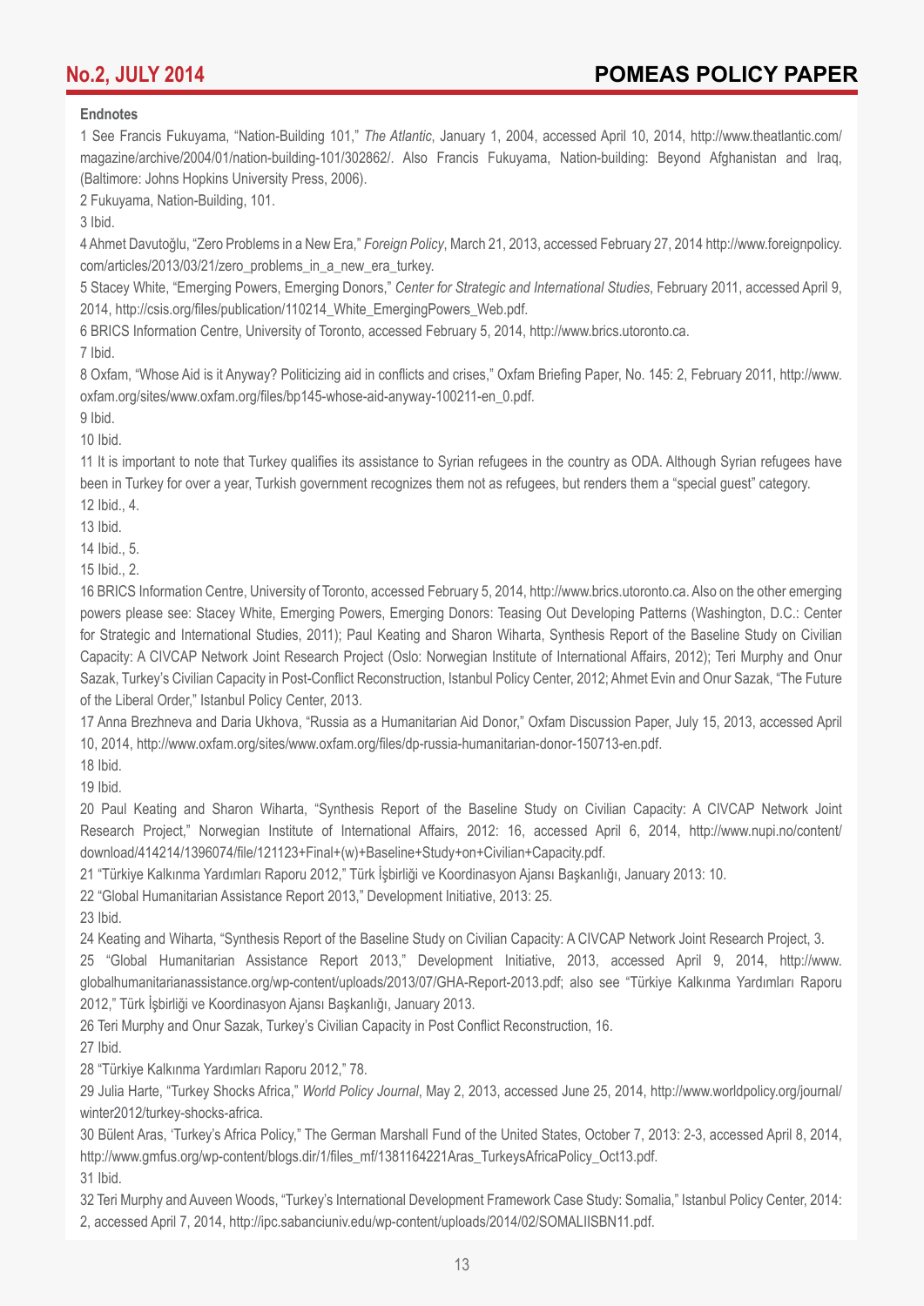**Endnotes**

1 See Francis Fukuyama, "Nation-Building 101," *The Atlantic*, January 1, 2004, accessed April 10, 2014, http://www.theatlantic.com/magazine/archive/2004/01/nation-building-101/302862/. Also Francis Fukuyama, Nation-building: Beyond Afghanistan and Iraq, (Baltimore: Johns Hopkins University Press, 2006).

2 Fukuyama, Nation-Building, 101.

3 Ibid.

4 Ahmet Davutoğlu, "Zero Problems in a New Era," *Foreign Policy*, March 21, 2013, accessed February 27, 2014 http://www.foreignpolicy.com/articles/2013/03/21/zero_problems_in_a_new_era_turkey.

5 Stacey White, "Emerging Powers, Emerging Donors," *Center for Strategic and International Studies*, February 2011, accessed April 9, 2014, http://csis.org/files/publication/110214_White_EmergingPowers_Web.pdf.

6 BRICS Information Centre, University of Toronto, accessed February 5, 2014, http://www.brics.utoronto.ca.

7 Ibid.

8 Oxfam, "Whose Aid is it Anyway? Politicizing aid in conflicts and crises," Oxfam Briefing Paper, No. 145: 2, February 2011, http://www.oxfam.org/sites/www.oxfam.org/files/bp145-whose-aid-anyway-100211-en_0.pdf.

9 Ibid.

10 Ibid.

11 It is important to note that Turkey qualifies its assistance to Syrian refugees in the country as ODA. Although Syrian refugees have been in Turkey for over a year, Turkish government recognizes them not as refugees, but renders them a "special guest" category.

12 Ibid., 4.

13 Ibid.

14 Ibid., 5.

15 Ibid., 2.

16 BRICS Information Centre, University of Toronto, accessed February 5, 2014, http://www.brics.utoronto.ca. Also on the other emerging powers please see: Stacey White, Emerging Powers, Emerging Donors: Teasing Out Developing Patterns (Washington, D.C.: Center for Strategic and International Studies, 2011); Paul Keating and Sharon Wiharta, Synthesis Report of the Baseline Study on Civilian Capacity: A CIVCAP Network Joint Research Project (Oslo: Norwegian Institute of International Affairs, 2012); Teri Murphy and Onur Sazak, Turkey's Civilian Capacity in Post-Conflict Reconstruction, Istanbul Policy Center, 2012; Ahmet Evin and Onur Sazak, "The Future of the Liberal Order," Istanbul Policy Center, 2013.

17 Anna Brezhneva and Daria Ukhova, "Russia as a Humanitarian Aid Donor," Oxfam Discussion Paper, July 15, 2013, accessed April 10, 2014, http://www.oxfam.org/sites/www.oxfam.org/files/dp-russia-humanitarian-donor-150713-en.pdf.

18 Ibid.

19 Ibid.

20 Paul Keating and Sharon Wiharta, "Synthesis Report of the Baseline Study on Civilian Capacity: A CIVCAP Network Joint Research Project," Norwegian Institute of International Affairs, 2012: 16, accessed April 6, 2014, http://www.nupi.no/content/download/414214/1396074/file/121123+Final+(w)+Baseline+Study+on+Civilian+Capacity.pdf.

21 "Türkiye Kalkınma Yardımları Raporu 2012," Türk İşbirliği ve Koordinasyon Ajansı Başkanlığı, January 2013: 10.

22 "Global Humanitarian Assistance Report 2013," Development Initiative, 2013: 25.

23 Ibid.

24 Keating and Wiharta, "Synthesis Report of the Baseline Study on Civilian Capacity: A CIVCAP Network Joint Research Project, 3.

25 "Global Humanitarian Assistance Report 2013," Development Initiative, 2013, accessed April 9, 2014, http://www.globalhumanitarianassistance.org/wp-content/uploads/2013/07/GHA-Report-2013.pdf; also see "Türkiye Kalkınma Yardımları Raporu 2012," Türk İşbirliği ve Koordinasyon Ajansı Başkanlığı, January 2013.

26 Teri Murphy and Onur Sazak, Turkey's Civilian Capacity in Post Conflict Reconstruction, 16.

27 Ibid.

28 "Türkiye Kalkınma Yardımları Raporu 2012," 78.

29 Julia Harte, "Turkey Shocks Africa," *World Policy Journal*, May 2, 2013, accessed June 25, 2014, http://www.worldpolicy.org/journal/winter2012/turkey-shocks-africa.

30 Bülent Aras, 'Turkey's Africa Policy," The German Marshall Fund of the United States, October 7, 2013: 2-3, accessed April 8, 2014, http://www.gmfus.org/wp-content/blogs.dir/1/files_mf/1381164221Aras_TurkeysAfricaPolicy_Oct13.pdf.

31 Ibid.

32 Teri Murphy and Auveen Woods, "Turkey's International Development Framework Case Study: Somalia," Istanbul Policy Center, 2014: 2, accessed April 7, 2014, http://ipc.sabanciuniv.edu/wp-content/uploads/2014/02/SOMALIISBN11.pdf.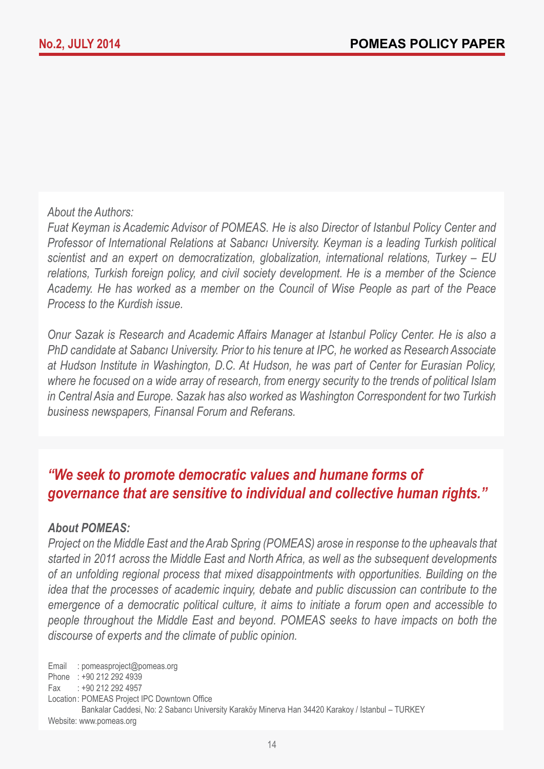*About the Authors:*
*Fuat Keyman is Academic Advisor of POMEAS. He is also Director of Istanbul Policy Center and Professor of International Relations at Sabancı University. Keyman is a leading Turkish political scientist and an expert on democratization, globalization, international relations, Turkey – EU relations, Turkish foreign policy, and civil society development. He is a member of the Science Academy. He has worked as a member on the Council of Wise People as part of the Peace Process to the Kurdish issue.*

*Onur Sazak is Research and Academic Affairs Manager at Istanbul Policy Center. He is also a PhD candidate at Sabancı University. Prior to his tenure at IPC, he worked as Research Associate at Hudson Institute in Washington, D.C. At Hudson, he was part of Center for Eurasian Policy, where he focused on a wide array of research, from energy security to the trends of political Islam in Central Asia and Europe. Sazak has also worked as Washington Correspondent for two Turkish business newspapers, Finansal Forum and Referans.*

***"We seek to promote democratic values and humane forms of governance that are sensitive to individual and collective human rights."***

***About POMEAS:***
*Project on the Middle East and the Arab Spring (POMEAS) arose in response to the upheavals that started in 2011 across the Middle East and North Africa, as well as the subsequent developments of an unfolding regional process that mixed disappointments with opportunities. Building on the idea that the processes of academic inquiry, debate and public discussion can contribute to the emergence of a democratic political culture, it aims to initiate a forum open and accessible to people throughout the Middle East and beyond. POMEAS seeks to have impacts on both the discourse of experts and the climate of public opinion.*

Email : pomeasproject@pomeas.org
Phone : +90 212 292 4939
Fax : +90 212 292 4957
Location : POMEAS Project IPC Downtown Office
Bankalar Caddesi, No: 2 Sabancı University Karaköy Minerva Han 34420 Karakoy / Istanbul – TURKEY
Website: www.pomeas.org